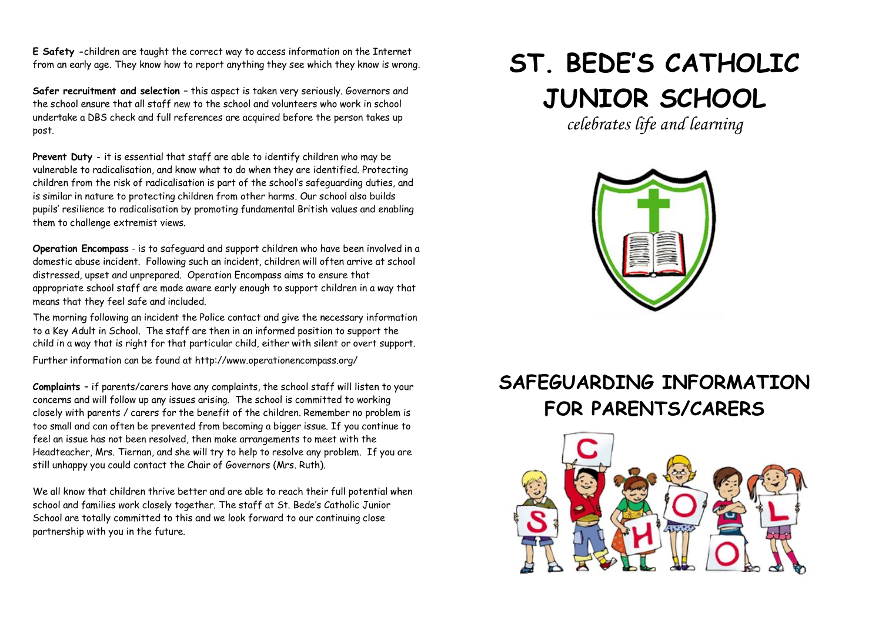**E Safety -** children are taught the correct way to access information on the Internet from an early age. They know how to report anything they see which they know is wrong.

**Safer recruitment and selection –** this aspect is taken very seriously. Governors and the school ensure that all staff new to the school and volunteers who work in school undertake a DBS check and full references are acquired before the person takes up post.

**Prevent Duty** - it is essential that staff are able to identify children who may be vulnerable to radicalisation, and know what to do when they are identified. Protecting children from the risk of radicalisation is part of the school's safeguarding duties, and is similar in nature to protecting children from other harms. Our school also builds pupils' resilience to radicalisation by promoting fundamental British values and enabling them to challenge extremist views.

**Operation Encompass** - is to safeguard and support children who have been involved in a domestic abuse incident. Following such an incident, children will often arrive at school distressed, upset and unprepared. Operation Encompass aims to ensure that appropriate school staff are made aware early enough to support children in a way that means that they feel safe and included.

The morning following an incident the Police contact and give the necessary information to a Key Adult in School. The staff are then in an informed position to support the child in a way that is right for that particular child, either with silent or overt support.

Further information can be found at http://www.operationencompass.org/

**Complaints –** if parents/carers have any complaints, the school staff will listen to your concerns and will follow up any issues arising. The school is committed to working closely with parents / carers for the benefit of the children. Remember no problem is too small and can often be prevented from becoming a bigger issue. If you continue to feel an issue has not been resolved, then make arrangements to meet with the Headteacher, Mrs. Tiernan, and she will try to help to resolve any problem. If you are still unhappy you could contact the Chair of Governors (Mrs. Ruth).

We all know that children thrive better and are able to reach their full potential when school and families work closely together. The staff at St. Bede's Catholic Junior School are totally committed to this and we look forward to our continuing close partnership with you in the future.

# ST. BEDE'S CATHOLIC JUNIOR SCHOOL

*celebrates life and learning*

# SAFEGUARDING INFORMATION FOR PARENTS/CARERS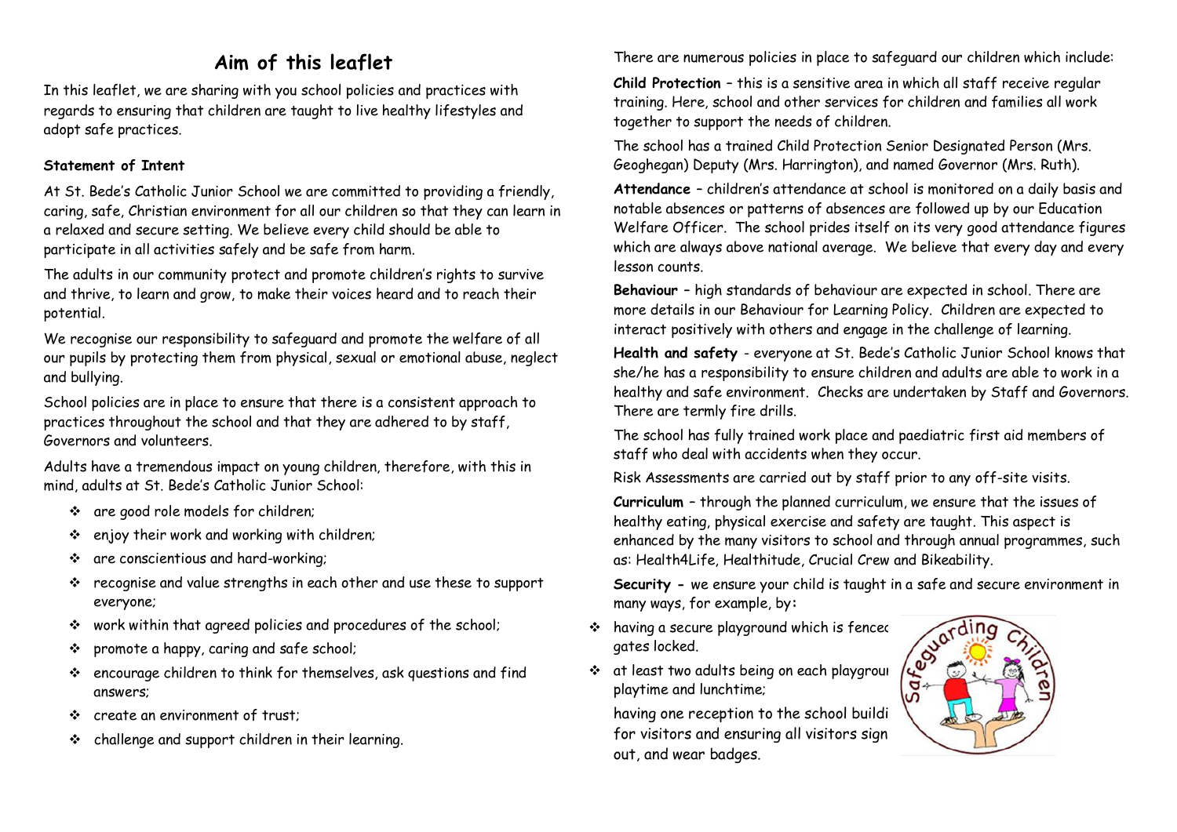# Aim of this leaflet

In this leaflet, we are sharing with you school policies and practices with regards to ensuring that children are taught to live healthy lifestyles and adopt safe practices.

**Statement of Intent**

At St. Bede's Catholic Junior School we are committed to providing a friendly, caring, safe, Christian environment for all our children so that they can learn in a relaxed and secure setting. We believe every child should be able to participate in all activities safely and be safe from harm.

The adults in our community protect and promote children's rights to survive and thrive, to learn and grow, to make their voices heard and to reach their potential.

We recognise our responsibility to safeguard and promote the welfare of all our pupils by protecting them from physical, sexual or emotional abuse, neglect and bullying.

School policies are in place to ensure that there is a consistent approach to practices throughout the school and that they are adhered to by staff, Governors and volunteers.

Adults have a tremendous impact on young children, therefore, with this in mind, adults at St. Bede's Catholic Junior School:

- are good role models for children;
- enjoy their work and working with children;
- are conscientious and hard-working;
- recognise and value strengths in each other and use these to support everyone;
- work within that agreed policies and procedures of the school;
- promote a happy, caring and safe school;
- encourage children to think for themselves, ask questions and find answers;
- create an environment of trust;
- challenge and support children in their learning.

There are numerous policies in place to safeguard our children which include:

**Child Protection** – this is a sensitive area in which all staff receive regular training. Here, school and other services for children and families all work together to support the needs of children.

The school has a trained Child Protection Senior Designated Person (Mrs. Geoghegan) Deputy (Mrs. Harrington), and named Governor (Mrs. Ruth).

**Attendance** – children's attendance at school is monitored on a daily basis and notable absences or patterns of absences are followed up by our Education Welfare Officer. The school prides itself on its very good attendance figures which are always above national average. We believe that every day and every lesson counts.

**Behaviour** – high standards of behaviour are expected in school. There are more details in our Behaviour for Learning Policy. Children are expected to interact positively with others and engage in the challenge of learning.

**Health and safety** - everyone at St. Bede's Catholic Junior School knows that she/he has a responsibility to ensure children and adults are able to work in a healthy and safe environment. Checks are undertaken by Staff and Governors. There are termly fire drills.

The school has fully trained work place and paediatric first aid members of staff who deal with accidents when they occur.

Risk Assessments are carried out by staff prior to any off-site visits.

**Curriculum** – through the planned curriculum, we ensure that the issues of healthy eating, physical exercise and safety are taught. This aspect is enhanced by the many visitors to school and through annual programmes, such as: Health4Life, Healthitude, Crucial Crew and Bikeability.

**Security** - we ensure your child is taught in a safe and secure environment in many ways, for example, by**:**

- having a secure playground which is fenced gates locked.
- at least two adults being on each playground playtime and lunchtime;

  having one reception to the school building for visitors and ensuring all visitors sign out, and wear badges.